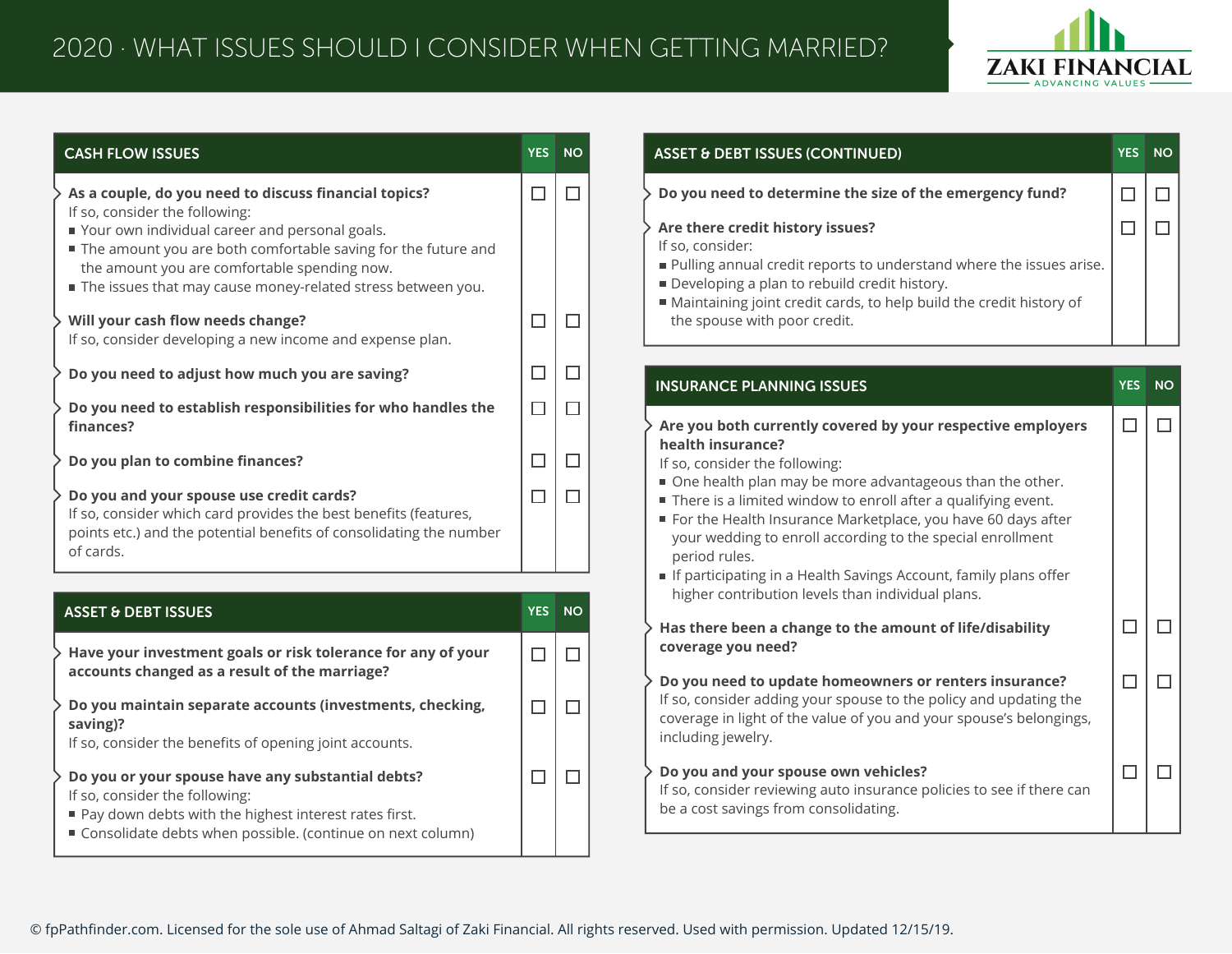# 2020 · WHAT ISSUES SHOULD I CONSIDER WHEN GETTING MARRIED?

ZAKI FINANCIAL — ADVANCING VALUES

## CASH FLOW ISSUES

| | YES | NO |
|---|---|---|
| **As a couple, do you need to discuss financial topics?**<br>If so, consider the following:<br>■ Your own individual career and personal goals.<br>■ The amount you are both comfortable saving for the future and the amount you are comfortable spending now.<br>■ The issues that may cause money-related stress between you. | ☐ | ☐ |
| **Will your cash flow needs change?**<br>If so, consider developing a new income and expense plan. | ☐ | ☐ |
| **Do you need to adjust how much you are saving?** | ☐ | ☐ |
| **Do you need to establish responsibilities for who handles the finances?** | ☐ | ☐ |
| **Do you plan to combine finances?** | ☐ | ☐ |
| **Do you and your spouse use credit cards?**<br>If so, consider which card provides the best benefits (features, points etc.) and the potential benefits of consolidating the number of cards. | ☐ | ☐ |

## ASSET & DEBT ISSUES

| | YES | NO |
|---|---|---|
| **Have your investment goals or risk tolerance for any of your accounts changed as a result of the marriage?** | ☐ | ☐ |
| **Do you maintain separate accounts (investments, checking, saving)?**<br>If so, consider the benefits of opening joint accounts. | ☐ | ☐ |
| **Do you or your spouse have any substantial debts?**<br>If so, consider the following:<br>■ Pay down debts with the highest interest rates first.<br>■ Consolidate debts when possible. (continue on next column) | ☐ | ☐ |

## ASSET & DEBT ISSUES (CONTINUED)

| | YES | NO |
|---|---|---|
| **Do you need to determine the size of the emergency fund?** | ☐ | ☐ |
| **Are there credit history issues?**<br>If so, consider:<br>■ Pulling annual credit reports to understand where the issues arise.<br>■ Developing a plan to rebuild credit history.<br>■ Maintaining joint credit cards, to help build the credit history of the spouse with poor credit. | ☐ | ☐ |

## INSURANCE PLANNING ISSUES

| | YES | NO |
|---|---|---|
| **Are you both currently covered by your respective employers health insurance?**<br>If so, consider the following:<br>■ One health plan may be more advantageous than the other.<br>■ There is a limited window to enroll after a qualifying event.<br>■ For the Health Insurance Marketplace, you have 60 days after your wedding to enroll according to the special enrollment period rules.<br>■ If participating in a Health Savings Account, family plans offer higher contribution levels than individual plans. | ☐ | ☐ |
| **Has there been a change to the amount of life/disability coverage you need?** | ☐ | ☐ |
| **Do you need to update homeowners or renters insurance?**<br>If so, consider adding your spouse to the policy and updating the coverage in light of the value of you and your spouse's belongings, including jewelry. | ☐ | ☐ |
| **Do you and your spouse own vehicles?**<br>If so, consider reviewing auto insurance policies to see if there can be a cost savings from consolidating. | ☐ | ☐ |

© fpPathfinder.com. Licensed for the sole use of Ahmad Saltagi of Zaki Financial. All rights reserved. Used with permission. Updated 12/15/19.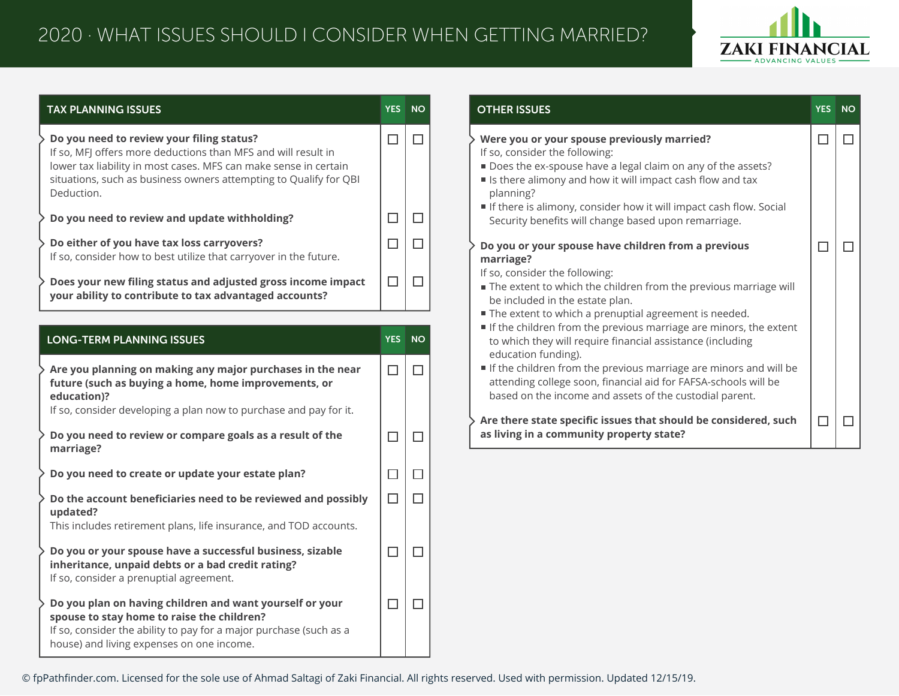# 2020 · WHAT ISSUES SHOULD I CONSIDER WHEN GETTING MARRIED?

ZAKI FINANCIAL
ADVANCING VALUES

| TAX PLANNING ISSUES | YES | NO |
|---|---|---|
| **Do you need to review your filing status?** If so, MFJ offers more deductions than MFS and will result in lower tax liability in most cases. MFS can make sense in certain situations, such as business owners attempting to Qualify for QBI Deduction. | ☐ | ☐ |
| **Do you need to review and update withholding?** | ☐ | ☐ |
| **Do either of you have tax loss carryovers?** If so, consider how to best utilize that carryover in the future. | ☐ | ☐ |
| **Does your new filing status and adjusted gross income impact your ability to contribute to tax advantaged accounts?** | ☐ | ☐ |

| LONG-TERM PLANNING ISSUES | YES | NO |
|---|---|---|
| **Are you planning on making any major purchases in the near future (such as buying a home, home improvements, or education)?** If so, consider developing a plan now to purchase and pay for it. | ☐ | ☐ |
| **Do you need to review or compare goals as a result of the marriage?** | ☐ | ☐ |
| **Do you need to create or update your estate plan?** | ☐ | ☐ |
| **Do the account beneficiaries need to be reviewed and possibly updated?** This includes retirement plans, life insurance, and TOD accounts. | ☐ | ☐ |
| **Do you or your spouse have a successful business, sizable inheritance, unpaid debts or a bad credit rating?** If so, consider a prenuptial agreement. | ☐ | ☐ |
| **Do you plan on having children and want yourself or your spouse to stay home to raise the children?** If so, consider the ability to pay for a major purchase (such as a house) and living expenses on one income. | ☐ | ☐ |

| OTHER ISSUES | YES | NO |
|---|---|---|
| **Were you or your spouse previously married?** If so, consider the following: ■ Does the ex-spouse have a legal claim on any of the assets? ■ Is there alimony and how it will impact cash flow and tax planning? ■ If there is alimony, consider how it will impact cash flow. Social Security benefits will change based upon remarriage. | ☐ | ☐ |
| **Do you or your spouse have children from a previous marriage?** If so, consider the following: ■ The extent to which the children from the previous marriage will be included in the estate plan. ■ The extent to which a prenuptial agreement is needed. ■ If the children from the previous marriage are minors, the extent to which they will require financial assistance (including education funding). ■ If the children from the previous marriage are minors and will be attending college soon, financial aid for FAFSA-schools will be based on the income and assets of the custodial parent. | ☐ | ☐ |
| **Are there state specific issues that should be considered, such as living in a community property state?** | ☐ | ☐ |

© fpPathfinder.com. Licensed for the sole use of Ahmad Saltagi of Zaki Financial. All rights reserved. Used with permission. Updated 12/15/19.